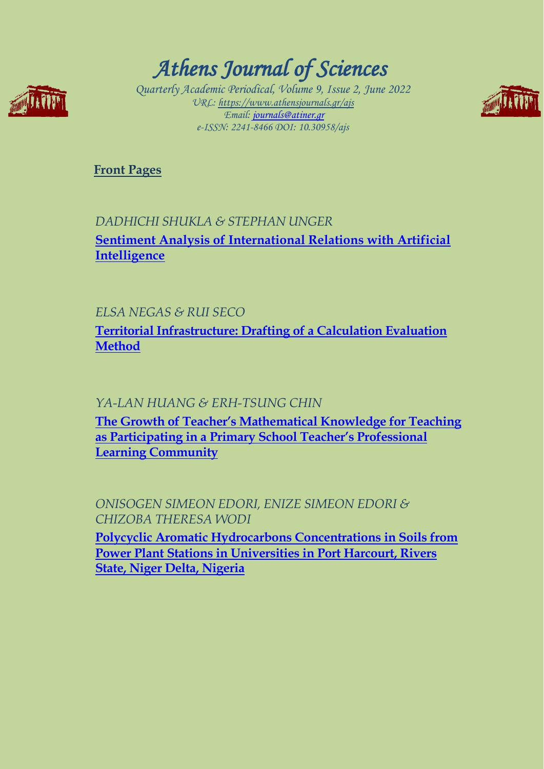# *Athens Journal of Sciences*

*Quarterly Academic Periodical, Volume 9, Issue 2, June 2022*
*URL: https://www.athensjournals.gr/ajs*
*Email: journals@atiner.gr*
*e-ISSN: 2241-8466 DOI: 10.30958/ajs*

**Front Pages**

*DADHICHI SHUKLA & STEPHAN UNGER*

**Sentiment Analysis of International Relations with Artificial Intelligence**

*ELSA NEGAS & RUI SECO*

**Territorial Infrastructure: Drafting of a Calculation Evaluation Method**

*YA-LAN HUANG & ERH-TSUNG CHIN*

**The Growth of Teacher's Mathematical Knowledge for Teaching as Participating in a Primary School Teacher's Professional Learning Community**

*ONISOGEN SIMEON EDORI, ENIZE SIMEON EDORI & CHIZOBA THERESA WODI*

**Polycyclic Aromatic Hydrocarbons Concentrations in Soils from Power Plant Stations in Universities in Port Harcourt, Rivers State, Niger Delta, Nigeria**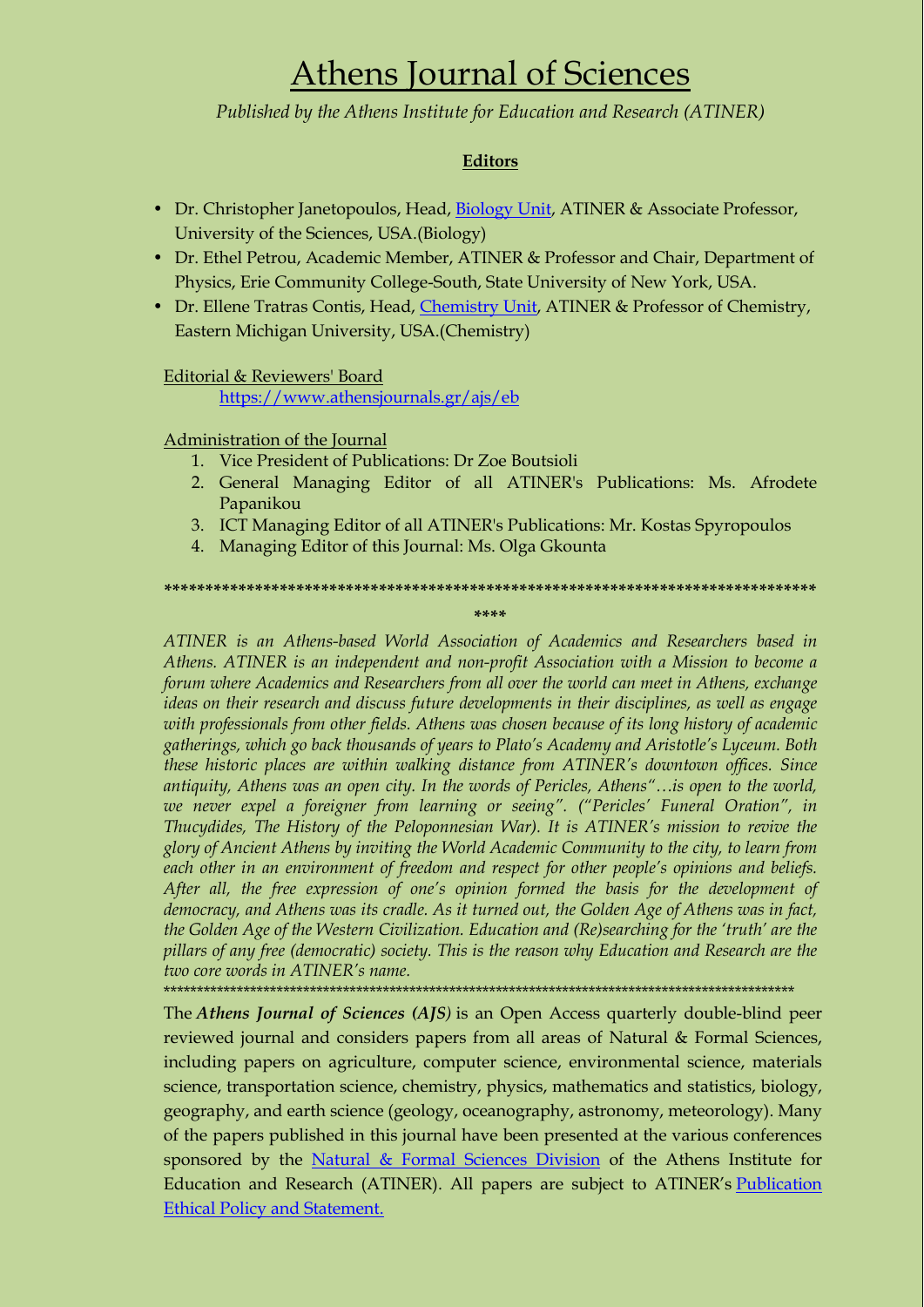# Athens Journal of Sciences

*Published by the Athens Institute for Education and Research (ATINER)*

**Editors**

- Dr. Christopher Janetopoulos, Head, Biology Unit, ATINER & Associate Professor, University of the Sciences, USA.(Biology)
- Dr. Ethel Petrou, Academic Member, ATINER & Professor and Chair, Department of Physics, Erie Community College-South, State University of New York, USA.
- Dr. Ellene Tratras Contis, Head, Chemistry Unit, ATINER & Professor of Chemistry, Eastern Michigan University, USA.(Chemistry)

Editorial & Reviewers' Board
https://www.athensjournals.gr/ajs/eb

Administration of the Journal

1. Vice President of Publications: Dr Zoe Boutsioli
2. General Managing Editor of all ATINER's Publications: Ms. Afrodete Papanikou
3. ICT Managing Editor of all ATINER's Publications: Mr. Kostas Spyropoulos
4. Managing Editor of this Journal: Ms. Olga Gkounta

*******************************************************************************

*ATINER is an Athens-based World Association of Academics and Researchers based in Athens. ATINER is an independent and non-profit Association with a Mission to become a forum where Academics and Researchers from all over the world can meet in Athens, exchange ideas on their research and discuss future developments in their disciplines, as well as engage with professionals from other fields. Athens was chosen because of its long history of academic gatherings, which go back thousands of years to Plato's Academy and Aristotle's Lyceum. Both these historic places are within walking distance from ATINER's downtown offices. Since antiquity, Athens was an open city. In the words of Pericles, Athens"…is open to the world, we never expel a foreigner from learning or seeing". ("Pericles' Funeral Oration", in Thucydides, The History of the Peloponnesian War). It is ATINER's mission to revive the glory of Ancient Athens by inviting the World Academic Community to the city, to learn from each other in an environment of freedom and respect for other people's opinions and beliefs. After all, the free expression of one's opinion formed the basis for the development of democracy, and Athens was its cradle. As it turned out, the Golden Age of Athens was in fact, the Golden Age of the Western Civilization. Education and (Re)searching for the 'truth' are the pillars of any free (democratic) society. This is the reason why Education and Research are the two core words in ATINER's name.*

*******************************************************************************

The ***Athens Journal of Sciences (AJS)*** is an Open Access quarterly double-blind peer reviewed journal and considers papers from all areas of Natural & Formal Sciences, including papers on agriculture, computer science, environmental science, materials science, transportation science, chemistry, physics, mathematics and statistics, biology, geography, and earth science (geology, oceanography, astronomy, meteorology). Many of the papers published in this journal have been presented at the various conferences sponsored by the Natural & Formal Sciences Division of the Athens Institute for Education and Research (ATINER). All papers are subject to ATINER's Publication Ethical Policy and Statement.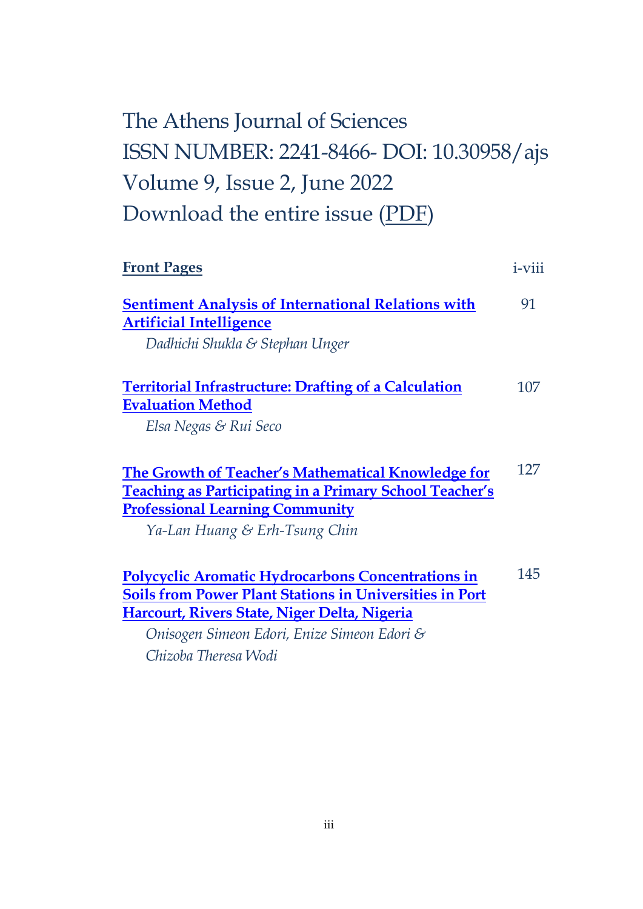# The Athens Journal of Sciences
ISSN NUMBER: 2241-8466- DOI: 10.30958/ajs
Volume 9, Issue 2, June 2022
Download the entire issue (PDF)

| | |
|---|---|
| **Front Pages** | i-viii |
| **Sentiment Analysis of International Relations with Artificial Intelligence**<br>*Dadhichi Shukla & Stephan Unger* | 91 |
| **Territorial Infrastructure: Drafting of a Calculation Evaluation Method**<br>*Elsa Negas & Rui Seco* | 107 |
| **The Growth of Teacher's Mathematical Knowledge for Teaching as Participating in a Primary School Teacher's Professional Learning Community**<br>*Ya-Lan Huang & Erh-Tsung Chin* | 127 |
| **Polycyclic Aromatic Hydrocarbons Concentrations in Soils from Power Plant Stations in Universities in Port Harcourt, Rivers State, Niger Delta, Nigeria**<br>*Onisogen Simeon Edori, Enize Simeon Edori & Chizoba Theresa Wodi* | 145 |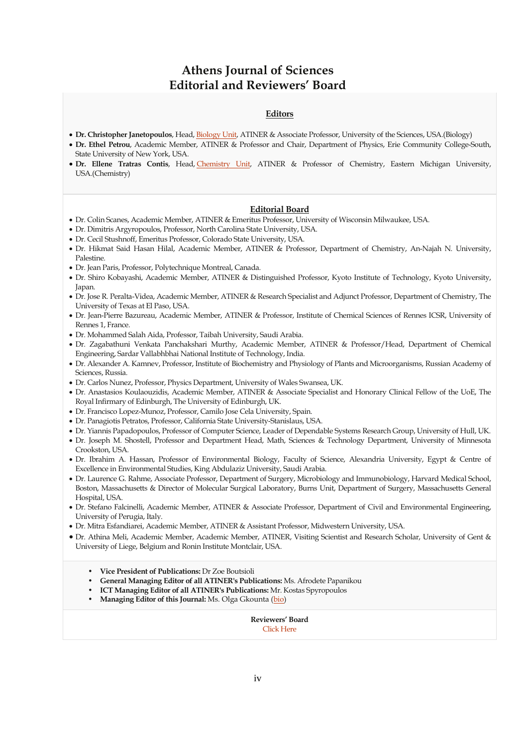# Athens Journal of Sciences
# Editorial and Reviewers' Board

## Editors

- **Dr. Christopher Janetopoulos**, Head, Biology Unit, ATINER & Associate Professor, University of the Sciences, USA.(Biology)
- **Dr. Ethel Petrou**, Academic Member, ATINER & Professor and Chair, Department of Physics, Erie Community College-South, State University of New York, USA.
- **Dr. Ellene Tratras Contis**, Head, Chemistry Unit, ATINER & Professor of Chemistry, Eastern Michigan University, USA.(Chemistry)

## Editorial Board

- Dr. Colin Scanes, Academic Member, ATINER & Emeritus Professor, University of Wisconsin Milwaukee, USA.
- Dr. Dimitris Argyropoulos, Professor, North Carolina State University, USA.
- Dr. Cecil Stushnoff, Emeritus Professor, Colorado State University, USA.
- Dr. Hikmat Said Hasan Hilal, Academic Member, ATINER & Professor, Department of Chemistry, An-Najah N. University, Palestine.
- Dr. Jean Paris, Professor, Polytechnique Montreal, Canada.
- Dr. Shiro Kobayashi, Academic Member, ATINER & Distinguished Professor, Kyoto Institute of Technology, Kyoto University, Japan.
- Dr. Jose R. Peralta-Videa, Academic Member, ATINER & Research Specialist and Adjunct Professor, Department of Chemistry, The University of Texas at El Paso, USA.
- Dr. Jean-Pierre Bazureau, Academic Member, ATINER & Professor, Institute of Chemical Sciences of Rennes ICSR, University of Rennes 1, France.
- Dr. Mohammed Salah Aida, Professor, Taibah University, Saudi Arabia.
- Dr. Zagabathuni Venkata Panchakshari Murthy, Academic Member, ATINER & Professor/Head, Department of Chemical Engineering, Sardar Vallabhbhai National Institute of Technology, India.
- Dr. Alexander A. Kamnev, Professor, Institute of Biochemistry and Physiology of Plants and Microorganisms, Russian Academy of Sciences, Russia.
- Dr. Carlos Nunez, Professor, Physics Department, University of Wales Swansea, UK.
- Dr. Anastasios Koulaouzidis, Academic Member, ATINER & Associate Specialist and Honorary Clinical Fellow of the UoE, The Royal Infirmary of Edinburgh, The University of Edinburgh, UK.
- Dr. Francisco Lopez-Munoz, Professor, Camilo Jose Cela University, Spain.
- Dr. Panagiotis Petratos, Professor, California State University-Stanislaus, USA.
- Dr. Yiannis Papadopoulos, Professor of Computer Science, Leader of Dependable Systems Research Group, University of Hull, UK.
- Dr. Joseph M. Shostell, Professor and Department Head, Math, Sciences & Technology Department, University of Minnesota Crookston, USA.
- Dr. Ibrahim A. Hassan, Professor of Environmental Biology, Faculty of Science, Alexandria University, Egypt & Centre of Excellence in Environmental Studies, King Abdulaziz University, Saudi Arabia.
- Dr. Laurence G. Rahme, Associate Professor, Department of Surgery, Microbiology and Immunobiology, Harvard Medical School, Boston, Massachusetts & Director of Molecular Surgical Laboratory, Burns Unit, Department of Surgery, Massachusetts General Hospital, USA.
- Dr. Stefano Falcinelli, Academic Member, ATINER & Associate Professor, Department of Civil and Environmental Engineering, University of Perugia, Italy.
- Dr. Mitra Esfandiarei, Academic Member, ATINER & Assistant Professor, Midwestern University, USA.
- Dr. Athina Meli, Academic Member, Academic Member, ATINER, Visiting Scientist and Research Scholar, University of Gent & University of Liege, Belgium and Ronin Institute Montclair, USA.

- **Vice President of Publications:** Dr Zoe Boutsioli
- **General Managing Editor of all ATINER's Publications:** Ms. Afrodete Papanikou
- **ICT Managing Editor of all ATINER's Publications:** Mr. Kostas Spyropoulos
- **Managing Editor of this Journal:** Ms. Olga Gkounta (bio)

**Reviewers' Board**
Click Here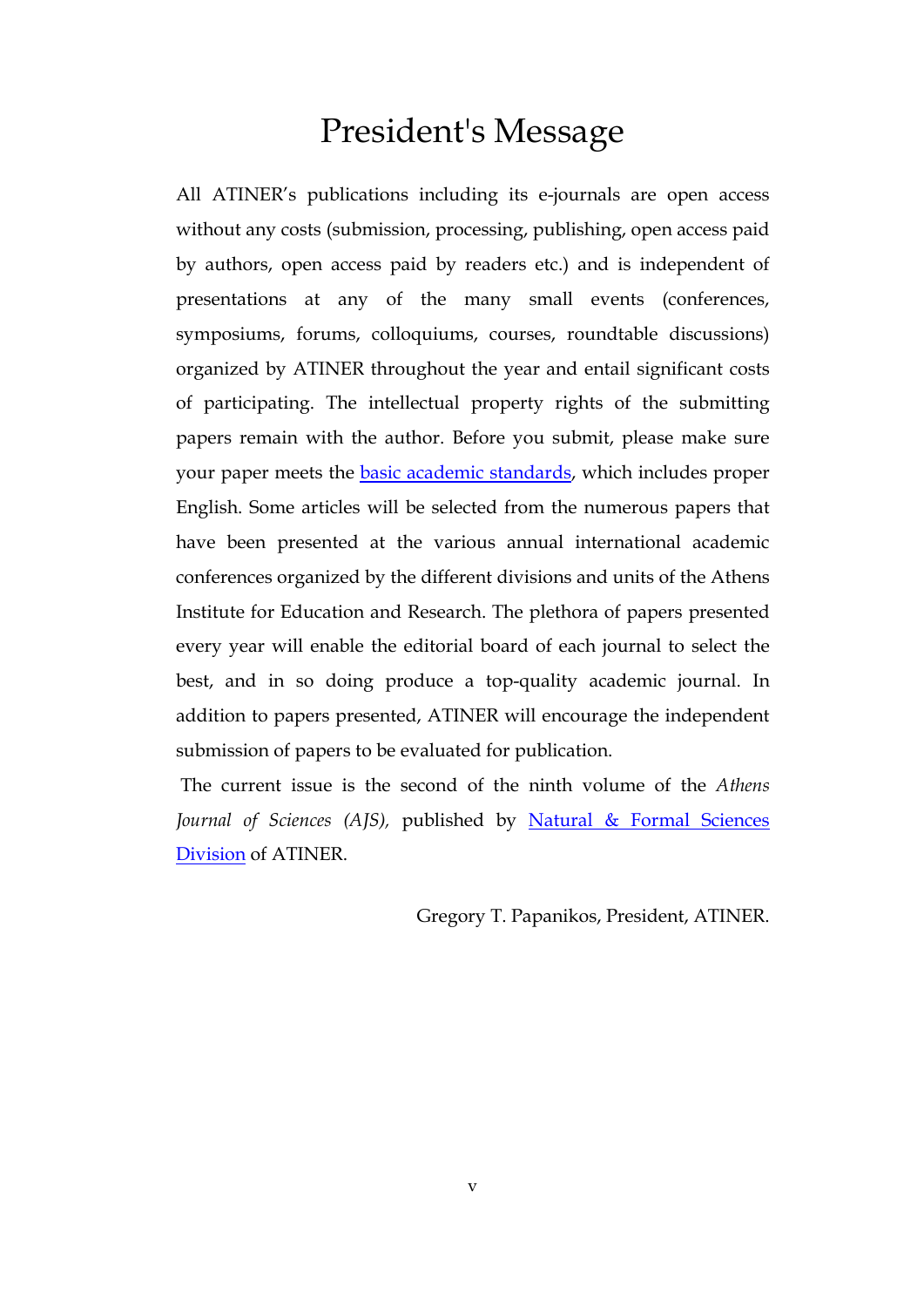# President's Message

All ATINER's publications including its e-journals are open access without any costs (submission, processing, publishing, open access paid by authors, open access paid by readers etc.) and is independent of presentations at any of the many small events (conferences, symposiums, forums, colloquiums, courses, roundtable discussions) organized by ATINER throughout the year and entail significant costs of participating. The intellectual property rights of the submitting papers remain with the author. Before you submit, please make sure your paper meets the basic academic standards, which includes proper English. Some articles will be selected from the numerous papers that have been presented at the various annual international academic conferences organized by the different divisions and units of the Athens Institute for Education and Research. The plethora of papers presented every year will enable the editorial board of each journal to select the best, and in so doing produce a top-quality academic journal. In addition to papers presented, ATINER will encourage the independent submission of papers to be evaluated for publication.

The current issue is the second of the ninth volume of the *Athens Journal of Sciences (AJS),* published by Natural & Formal Sciences Division of ATINER.

Gregory T. Papanikos, President, ATINER.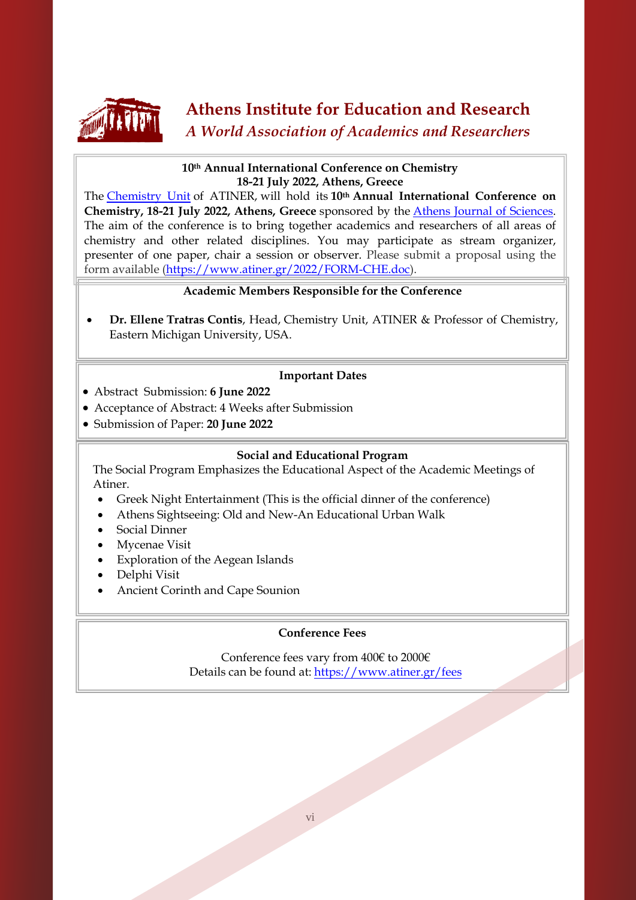# Athens Institute for Education and Research

*A World Association of Academics and Researchers*

**10th Annual International Conference on Chemistry**
**18-21 July 2022, Athens, Greece**

The Chemistry Unit of ATINER, will hold its **10th Annual International Conference on Chemistry, 18-21 July 2022, Athens, Greece** sponsored by the Athens Journal of Sciences. The aim of the conference is to bring together academics and researchers of all areas of chemistry and other related disciplines. You may participate as stream organizer, presenter of one paper, chair a session or observer. Please submit a proposal using the form available (https://www.atiner.gr/2022/FORM-CHE.doc).

**Academic Members Responsible for the Conference**

- **Dr. Ellene Tratras Contis**, Head, Chemistry Unit, ATINER & Professor of Chemistry, Eastern Michigan University, USA.

**Important Dates**

- Abstract Submission: **6 June 2022**
- Acceptance of Abstract: 4 Weeks after Submission
- Submission of Paper: **20 June 2022**

**Social and Educational Program**

The Social Program Emphasizes the Educational Aspect of the Academic Meetings of Atiner.

- Greek Night Entertainment (This is the official dinner of the conference)
- Athens Sightseeing: Old and New-An Educational Urban Walk
- Social Dinner
- Mycenae Visit
- Exploration of the Aegean Islands
- Delphi Visit
- Ancient Corinth and Cape Sounion

**Conference Fees**

Conference fees vary from 400€ to 2000€
Details can be found at: https://www.atiner.gr/fees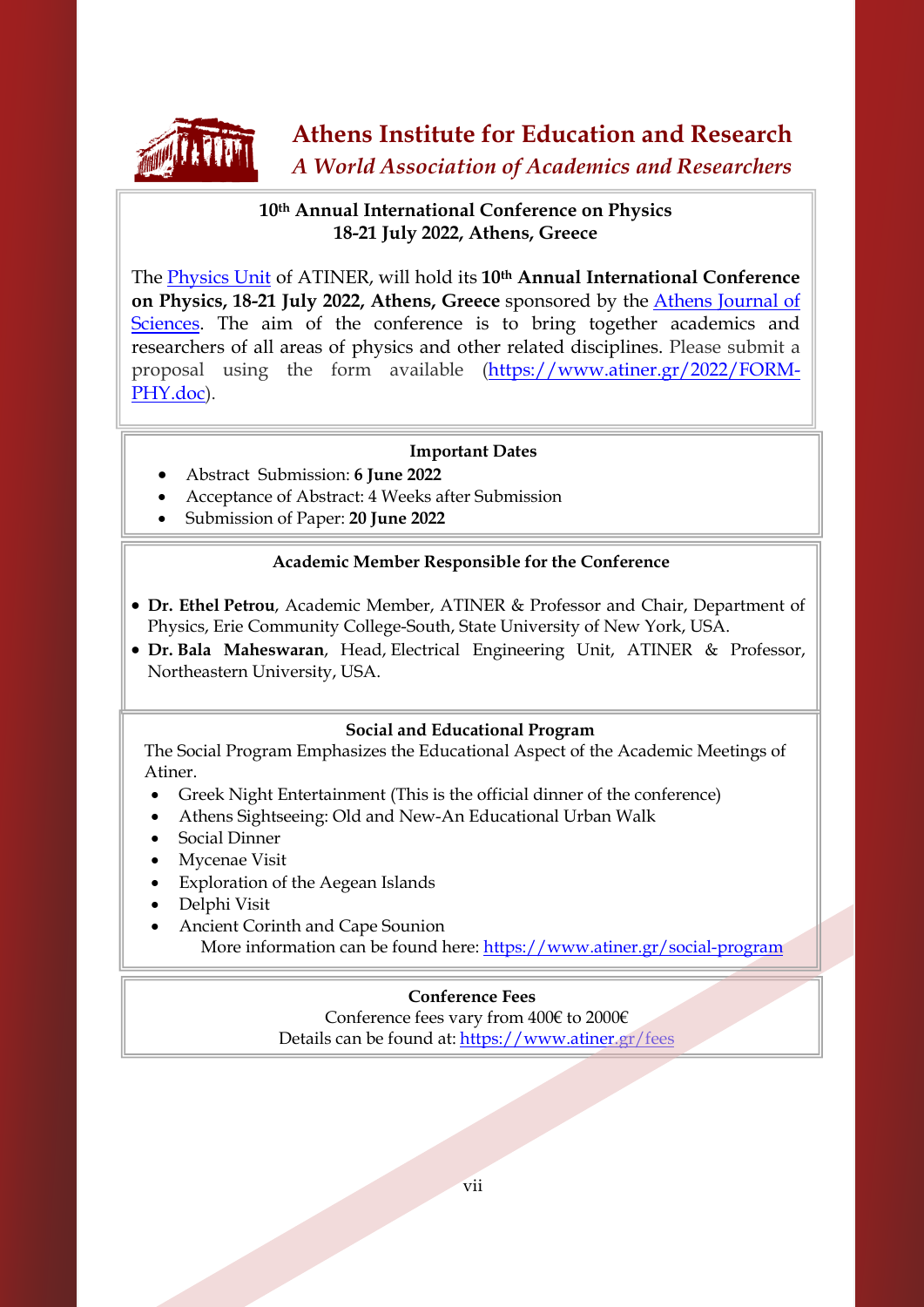# Athens Institute for Education and Research

*A World Association of Academics and Researchers*

## 10th Annual International Conference on Physics
## 18-21 July 2022, Athens, Greece

The Physics Unit of ATINER, will hold its **10th Annual International Conference on Physics, 18-21 July 2022, Athens, Greece** sponsored by the Athens Journal of Sciences. The aim of the conference is to bring together academics and researchers of all areas of physics and other related disciplines. Please submit a proposal using the form available (https://www.atiner.gr/2022/FORM-PHY.doc).

### Important Dates

- Abstract Submission: **6 June 2022**
- Acceptance of Abstract: 4 Weeks after Submission
- Submission of Paper: **20 June 2022**

### Academic Member Responsible for the Conference

- **Dr. Ethel Petrou**, Academic Member, ATINER & Professor and Chair, Department of Physics, Erie Community College-South, State University of New York, USA.
- **Dr. Bala Maheswaran**, Head, Electrical Engineering Unit, ATINER & Professor, Northeastern University, USA.

### Social and Educational Program

The Social Program Emphasizes the Educational Aspect of the Academic Meetings of Atiner.

- Greek Night Entertainment (This is the official dinner of the conference)
- Athens Sightseeing: Old and New-An Educational Urban Walk
- Social Dinner
- Mycenae Visit
- Exploration of the Aegean Islands
- Delphi Visit
- Ancient Corinth and Cape Sounion

More information can be found here: https://www.atiner.gr/social-program

### Conference Fees

Conference fees vary from 400€ to 2000€

Details can be found at: https://www.atiner.gr/fees